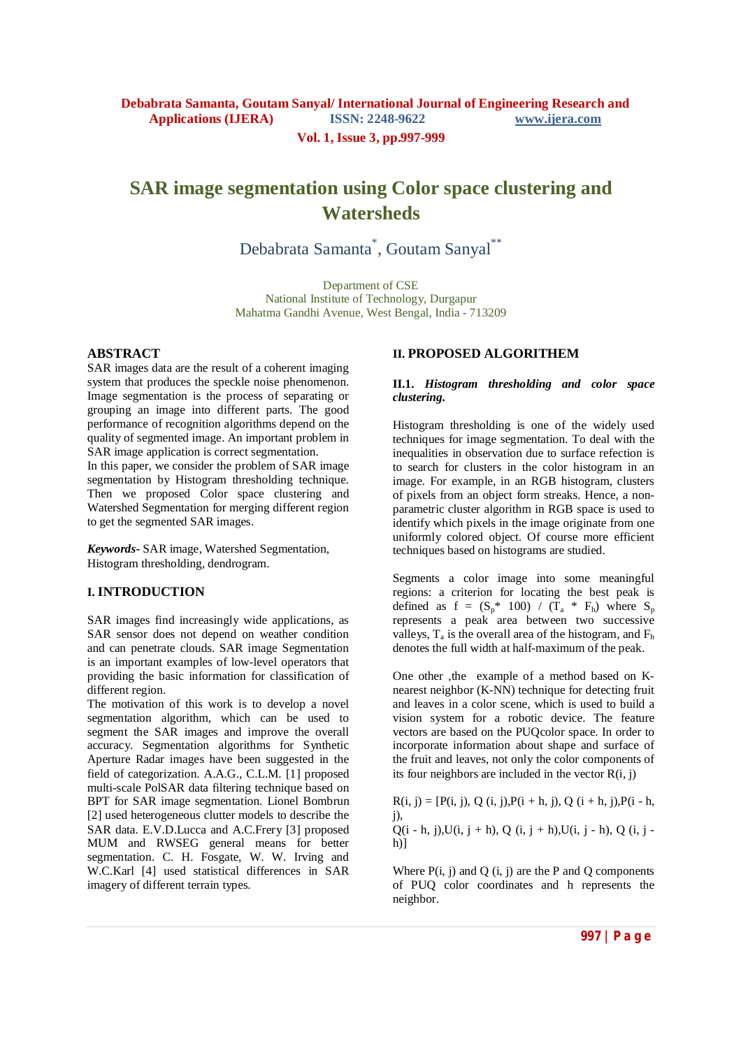# SAR image segmentation using Color space clustering and Watersheds

Debabrata Samanta*, Goutam Sanyal**

Department of CSE
National Institute of Technology, Durgapur
Mahatma Gandhi Avenue, West Bengal, India - 713209

## ABSTRACT

SAR images data are the result of a coherent imaging system that produces the speckle noise phenomenon. Image segmentation is the process of separating or grouping an image into different parts. The good performance of recognition algorithms depend on the quality of segmented image. An important problem in SAR image application is correct segmentation.

In this paper, we consider the problem of SAR image segmentation by Histogram thresholding technique. Then we proposed Color space clustering and Watershed Segmentation for merging different region to get the segmented SAR images.

***Keywords***- SAR image, Watershed Segmentation, Histogram thresholding, dendrogram.

## I. INTRODUCTION

SAR images find increasingly wide applications, as SAR sensor does not depend on weather condition and can penetrate clouds. SAR image Segmentation is an important examples of low-level operators that providing the basic information for classification of different region.

The motivation of this work is to develop a novel segmentation algorithm, which can be used to segment the SAR images and improve the overall accuracy. Segmentation algorithms for Synthetic Aperture Radar images have been suggested in the field of categorization. A.A.G., C.L.M. [1] proposed multi-scale PolSAR data filtering technique based on BPT for SAR image segmentation. Lionel Bombrun [2] used heterogeneous clutter models to describe the SAR data. E.V.D.Lucca and A.C.Frery [3] proposed MUM and RWSEG general means for better segmentation. C. H. Fosgate, W. W. Irving and W.C.Karl [4] used statistical differences in SAR imagery of different terrain types.

## II. PROPOSED ALGORITHEM

### II.1. *Histogram thresholding and color space clustering.*

Histogram thresholding is one of the widely used techniques for image segmentation. To deal with the inequalities in observation due to surface refection is to search for clusters in the color histogram in an image. For example, in an RGB histogram, clusters of pixels from an object form streaks. Hence, a non-parametric cluster algorithm in RGB space is used to identify which pixels in the image originate from one uniformly colored object. Of course more efficient techniques based on histograms are studied.

Segments a color image into some meaningful regions: a criterion for locating the best peak is defined as $f = (S_p * 100) / (T_a * F_h)$ where $S_p$ represents a peak area between two successive valleys, $T_a$ is the overall area of the histogram, and $F_h$ denotes the full width at half-maximum of the peak.

One other ,the example of a method based on K-nearest neighbor (K-NN) technique for detecting fruit and leaves in a color scene, which is used to build a vision system for a robotic device. The feature vectors are based on the PUQcolor space. In order to incorporate information about shape and surface of the fruit and leaves, not only the color components of its four neighbors are included in the vector R(i, j)

R(i, j) = [P(i, j), Q (i, j),P(i + h, j), Q (i + h, j),P(i - h, j),
Q(i - h, j),U(i, j + h), Q (i, j + h),U(i, j - h), Q (i, j - h)]

Where P(i, j) and Q (i, j) are the P and Q components of PUQ color coordinates and h represents the neighbor.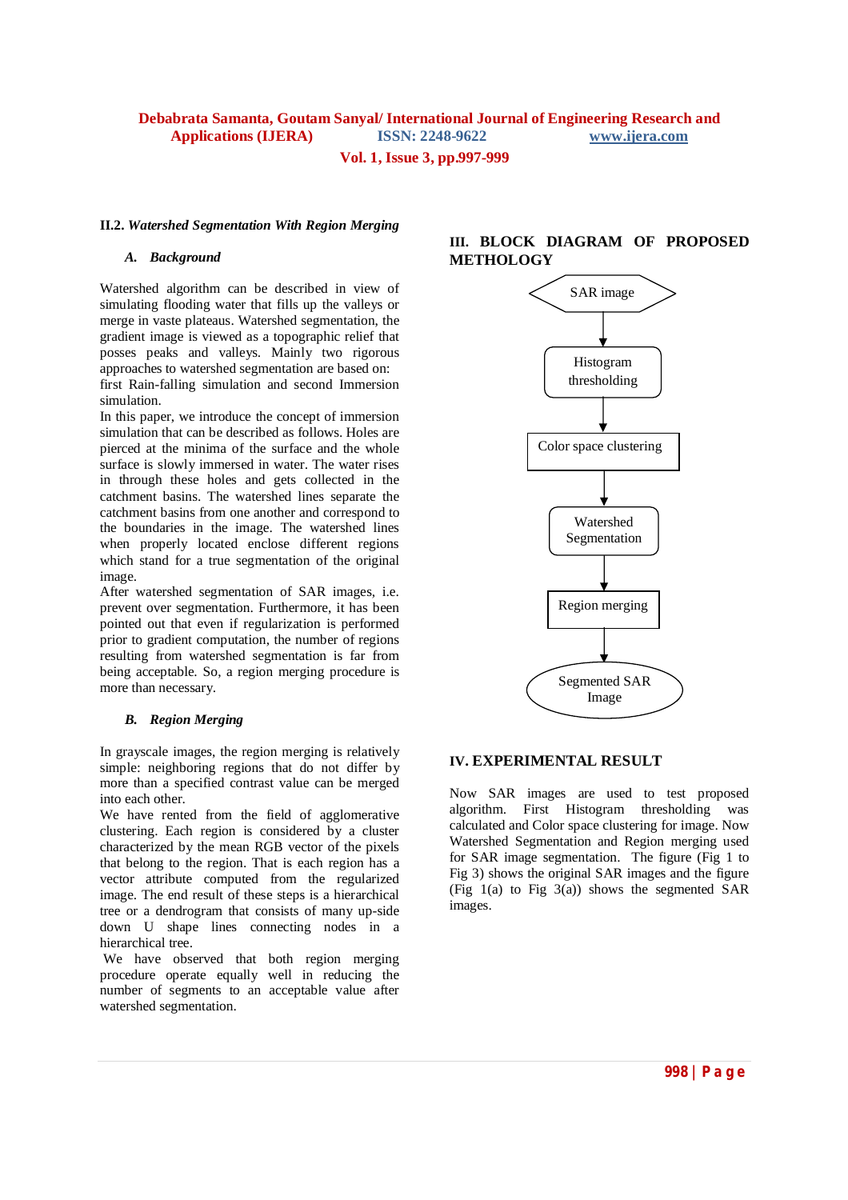### II.2. *Watershed Segmentation With Region Merging*

#### *A. Background*

Watershed algorithm can be described in view of simulating flooding water that fills up the valleys or merge in vaste plateaus. Watershed segmentation, the gradient image is viewed as a topographic relief that posses peaks and valleys. Mainly two rigorous approaches to watershed segmentation are based on: first Rain-falling simulation and second Immersion simulation.

In this paper, we introduce the concept of immersion simulation that can be described as follows. Holes are pierced at the minima of the surface and the whole surface is slowly immersed in water. The water rises in through these holes and gets collected in the catchment basins. The watershed lines separate the catchment basins from one another and correspond to the boundaries in the image. The watershed lines when properly located enclose different regions which stand for a true segmentation of the original image.

After watershed segmentation of SAR images, i.e. prevent over segmentation. Furthermore, it has been pointed out that even if regularization is performed prior to gradient computation, the number of regions resulting from watershed segmentation is far from being acceptable. So, a region merging procedure is more than necessary.

#### *B. Region Merging*

In grayscale images, the region merging is relatively simple: neighboring regions that do not differ by more than a specified contrast value can be merged into each other.

We have rented from the field of agglomerative clustering. Each region is considered by a cluster characterized by the mean RGB vector of the pixels that belong to the region. That is each region has a vector attribute computed from the regularized image. The end result of these steps is a hierarchical tree or a dendrogram that consists of many up-side down U shape lines connecting nodes in a hierarchical tree.

We have observed that both region merging procedure operate equally well in reducing the number of segments to an acceptable value after watershed segmentation.

## III. BLOCK DIAGRAM OF PROPOSED METHOLOGY

SAR image → Histogram thresholding → Color space clustering → Watershed Segmentation → Region merging → Segmented SAR Image

## IV. EXPERIMENTAL RESULT

Now SAR images are used to test proposed algorithm. First Histogram thresholding was calculated and Color space clustering for image. Now Watershed Segmentation and Region merging used for SAR image segmentation. The figure (Fig 1 to Fig 3) shows the original SAR images and the figure (Fig 1(a) to Fig 3(a)) shows the segmented SAR images.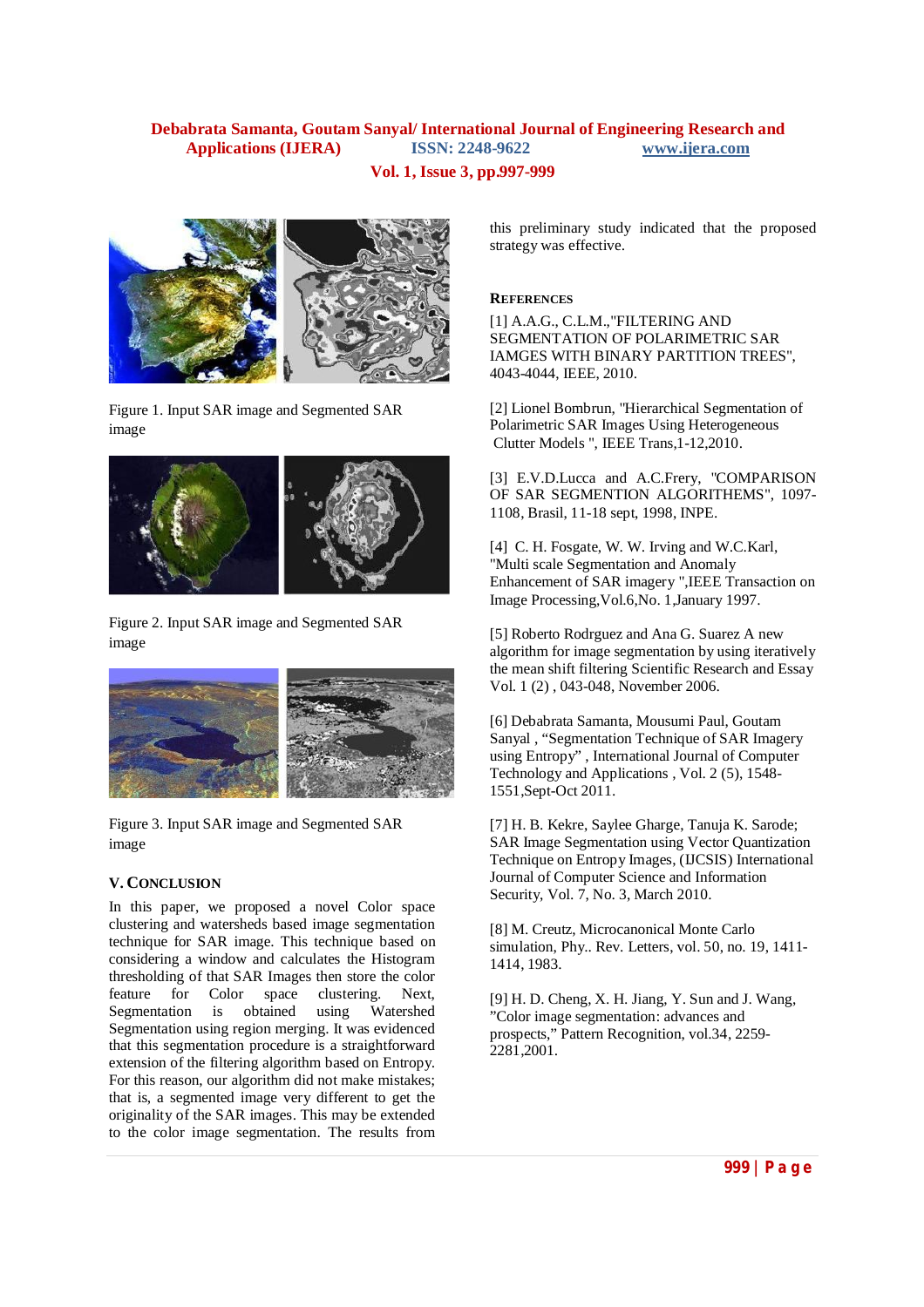Figure 1. Input SAR image and Segmented SAR image

Figure 2. Input SAR image and Segmented SAR image

Figure 3. Input SAR image and Segmented SAR image

## V. CONCLUSION

In this paper, we proposed a novel Color space clustering and watersheds based image segmentation technique for SAR image. This technique based on considering a window and calculates the Histogram thresholding of that SAR Images then store the color feature for Color space clustering. Next, Segmentation is obtained using Watershed Segmentation using region merging. It was evidenced that this segmentation procedure is a straightforward extension of the filtering algorithm based on Entropy. For this reason, our algorithm did not make mistakes; that is, a segmented image very different to get the originality of the SAR images. This may be extended to the color image segmentation. The results from this preliminary study indicated that the proposed strategy was effective.

## REFERENCES

[1] A.A.G., C.L.M.,"FILTERING AND SEGMENTATION OF POLARIMETRIC SAR IAMGES WITH BINARY PARTITION TREES", 4043-4044, IEEE, 2010.

[2] Lionel Bombrun, "Hierarchical Segmentation of Polarimetric SAR Images Using Heterogeneous Clutter Models ", IEEE Trans,1-12,2010.

[3] E.V.D.Lucca and A.C.Frery, "COMPARISON OF SAR SEGMENTION ALGORITHEMS", 1097-1108, Brasil, 11-18 sept, 1998, INPE.

[4] C. H. Fosgate, W. W. Irving and W.C.Karl, "Multi scale Segmentation and Anomaly Enhancement of SAR imagery ",IEEE Transaction on Image Processing,Vol.6,No. 1,January 1997.

[5] Roberto Rodrguez and Ana G. Suarez A new algorithm for image segmentation by using iteratively the mean shift filtering Scientific Research and Essay Vol. 1 (2) , 043-048, November 2006.

[6] Debabrata Samanta, Mousumi Paul, Goutam Sanyal , "Segmentation Technique of SAR Imagery using Entropy" , International Journal of Computer Technology and Applications , Vol. 2 (5), 1548-1551,Sept-Oct 2011.

[7] H. B. Kekre, Saylee Gharge, Tanuja K. Sarode; SAR Image Segmentation using Vector Quantization Technique on Entropy Images, (IJCSIS) International Journal of Computer Science and Information Security, Vol. 7, No. 3, March 2010.

[8] M. Creutz, Microcanonical Monte Carlo simulation, Phy.. Rev. Letters, vol. 50, no. 19, 1411-1414, 1983.

[9] H. D. Cheng, X. H. Jiang, Y. Sun and J. Wang, "Color image segmentation: advances and prospects," Pattern Recognition, vol.34, 2259-2281,2001.